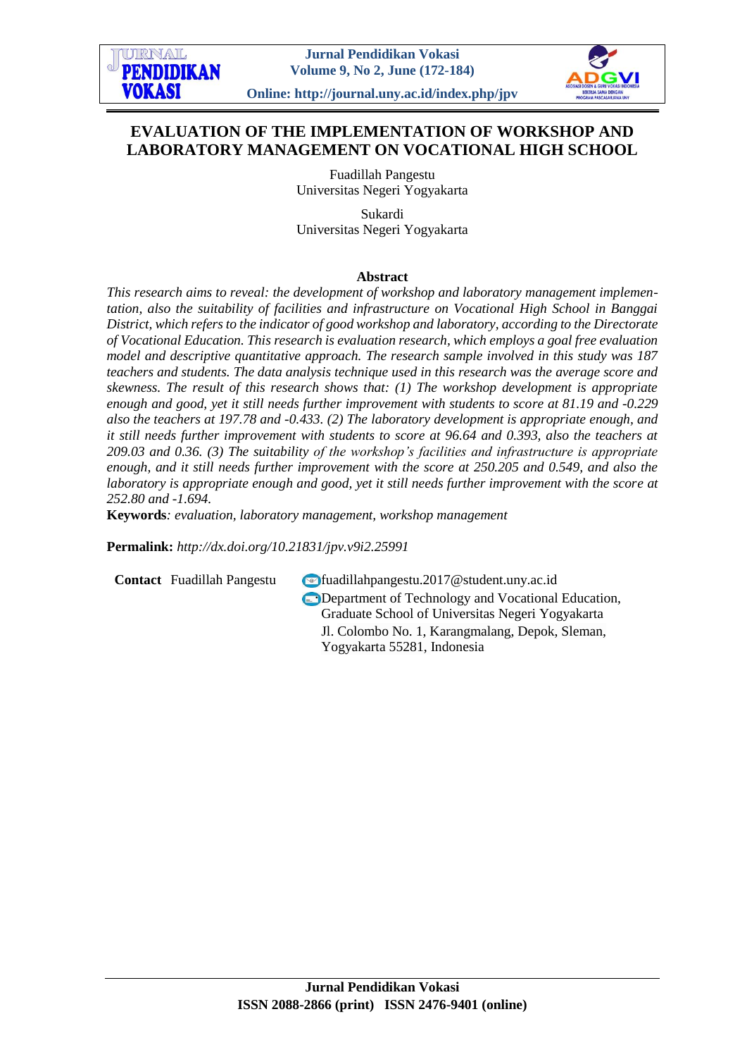# EVALUATION OF THE IMPLEMENTATION OF WORKSHOP AND LABORATORY MANAGEMENT ON VOCATIONAL HIGH SCHOOL

Fuadillah Pangestu
Universitas Negeri Yogyakarta

Sukardi
Universitas Negeri Yogyakarta

## Abstract

*This research aims to reveal: the development of workshop and laboratory management implementation, also the suitability of facilities and infrastructure on Vocational High School in Banggai District, which refers to the indicator of good workshop and laboratory, according to the Directorate of Vocational Education. This research is evaluation research, which employs a goal free evaluation model and descriptive quantitative approach. The research sample involved in this study was 187 teachers and students. The data analysis technique used in this research was the average score and skewness. The result of this research shows that: (1) The workshop development is appropriate enough and good, yet it still needs further improvement with students to score at 81.19 and -0.229 also the teachers at 197.78 and -0.433. (2) The laboratory development is appropriate enough, and it still needs further improvement with students to score at 96.64 and 0.393, also the teachers at 209.03 and 0.36. (3) The suitability of the workshop's facilities and infrastructure is appropriate enough, and it still needs further improvement with the score at 250.205 and 0.549, and also the laboratory is appropriate enough and good, yet it still needs further improvement with the score at 252.80 and -1.694.*

**Keywords**: *evaluation, laboratory management, workshop management*

**Permalink:** *http://dx.doi.org/10.21831/jpv.v9i2.25991*

**Contact** Fuadillah Pangestu

fuadillahpangestu.2017@student.uny.ac.id

Department of Technology and Vocational Education, Graduate School of Universitas Negeri Yogyakarta
Jl. Colombo No. 1, Karangmalang, Depok, Sleman, Yogyakarta 55281, Indonesia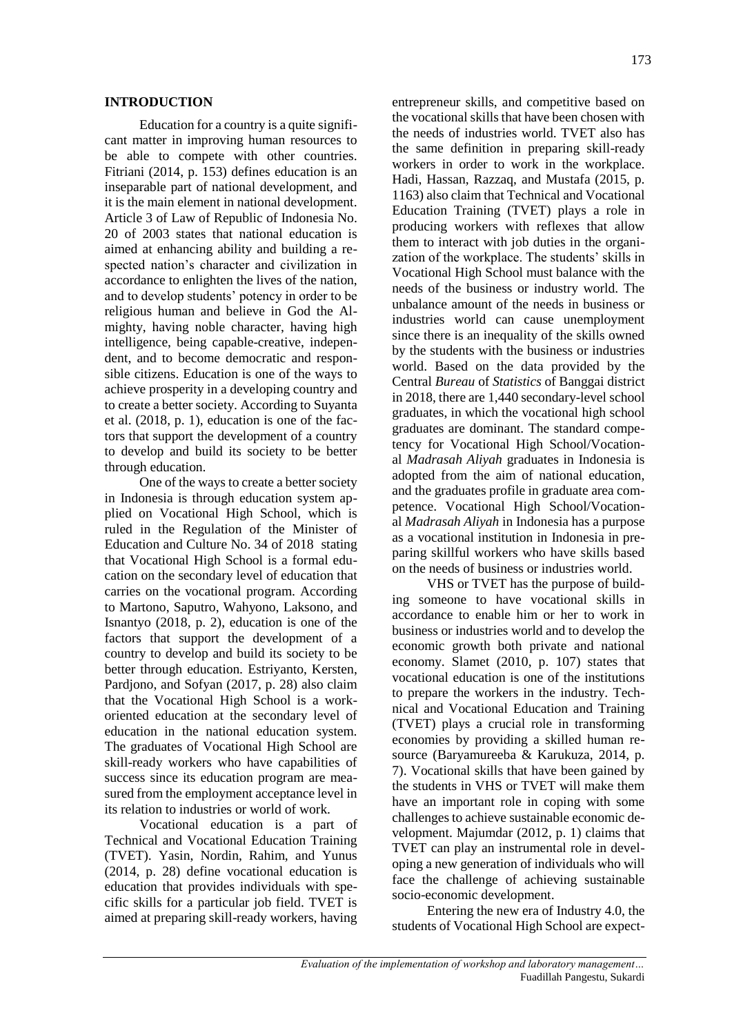## INTRODUCTION

Education for a country is a quite significant matter in improving human resources to be able to compete with other countries. Fitriani (2014, p. 153) defines education is an inseparable part of national development, and it is the main element in national development. Article 3 of Law of Republic of Indonesia No. 20 of 2003 states that national education is aimed at enhancing ability and building a respected nation's character and civilization in accordance to enlighten the lives of the nation, and to develop students' potency in order to be religious human and believe in God the Almighty, having noble character, having high intelligence, being capable-creative, independent, and to become democratic and responsible citizens. Education is one of the ways to achieve prosperity in a developing country and to create a better society. According to Suyanta et al. (2018, p. 1), education is one of the factors that support the development of a country to develop and build its society to be better through education.

One of the ways to create a better society in Indonesia is through education system applied on Vocational High School, which is ruled in the Regulation of the Minister of Education and Culture No. 34 of 2018 stating that Vocational High School is a formal education on the secondary level of education that carries on the vocational program. According to Martono, Saputro, Wahyono, Laksono, and Isnantyo (2018, p. 2), education is one of the factors that support the development of a country to develop and build its society to be better through education. Estriyanto, Kersten, Pardjono, and Sofyan (2017, p. 28) also claim that the Vocational High School is a work-oriented education at the secondary level of education in the national education system. The graduates of Vocational High School are skill-ready workers who have capabilities of success since its education program are measured from the employment acceptance level in its relation to industries or world of work.

Vocational education is a part of Technical and Vocational Education Training (TVET). Yasin, Nordin, Rahim, and Yunus (2014, p. 28) define vocational education is education that provides individuals with specific skills for a particular job field. TVET is aimed at preparing skill-ready workers, having entrepreneur skills, and competitive based on the vocational skills that have been chosen with the needs of industries world. TVET also has the same definition in preparing skill-ready workers in order to work in the workplace. Hadi, Hassan, Razzaq, and Mustafa (2015, p. 1163) also claim that Technical and Vocational Education Training (TVET) plays a role in producing workers with reflexes that allow them to interact with job duties in the organization of the workplace. The students' skills in Vocational High School must balance with the needs of the business or industry world. The unbalance amount of the needs in business or industries world can cause unemployment since there is an inequality of the skills owned by the students with the business or industries world. Based on the data provided by the Central *Bureau* of *Statistics* of Banggai district in 2018, there are 1,440 secondary-level school graduates, in which the vocational high school graduates are dominant. The standard competency for Vocational High School/Vocational *Madrasah Aliyah* graduates in Indonesia is adopted from the aim of national education, and the graduates profile in graduate area competence. Vocational High School/Vocational *Madrasah Aliyah* in Indonesia has a purpose as a vocational institution in Indonesia in preparing skillful workers who have skills based on the needs of business or industries world.

VHS or TVET has the purpose of building someone to have vocational skills in accordance to enable him or her to work in business or industries world and to develop the economic growth both private and national economy. Slamet (2010, p. 107) states that vocational education is one of the institutions to prepare the workers in the industry. Technical and Vocational Education and Training (TVET) plays a crucial role in transforming economies by providing a skilled human resource (Baryamureeba & Karukuza, 2014, p. 7). Vocational skills that have been gained by the students in VHS or TVET will make them have an important role in coping with some challenges to achieve sustainable economic development. Majumdar (2012, p. 1) claims that TVET can play an instrumental role in developing a new generation of individuals who will face the challenge of achieving sustainable socio-economic development.

Entering the new era of Industry 4.0, the students of Vocational High School are expect-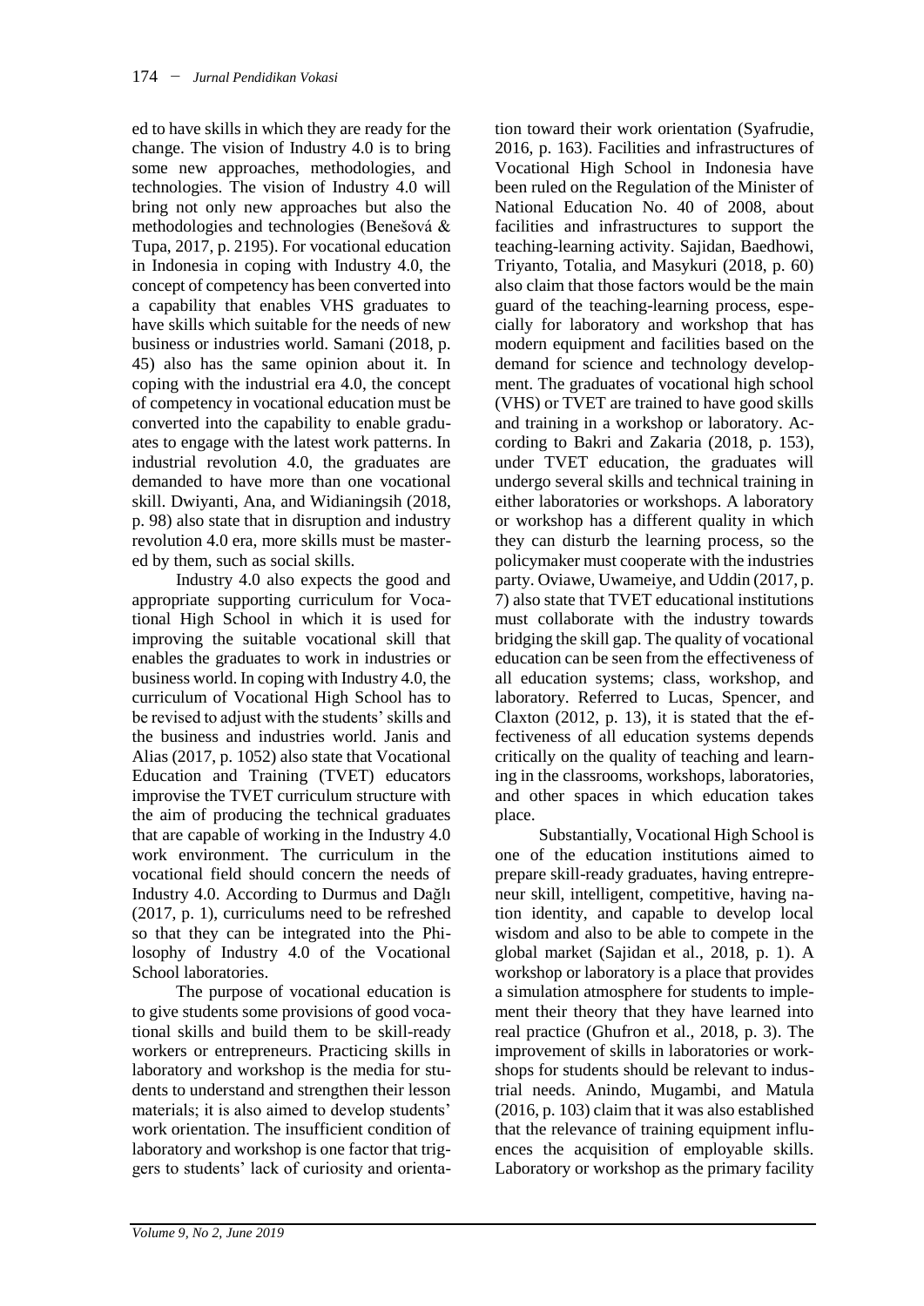ed to have skills in which they are ready for the change. The vision of Industry 4.0 is to bring some new approaches, methodologies, and technologies. The vision of Industry 4.0 will bring not only new approaches but also the methodologies and technologies (Benešová & Tupa, 2017, p. 2195). For vocational education in Indonesia in coping with Industry 4.0, the concept of competency has been converted into a capability that enables VHS graduates to have skills which suitable for the needs of new business or industries world. Samani (2018, p. 45) also has the same opinion about it. In coping with the industrial era 4.0, the concept of competency in vocational education must be converted into the capability to enable graduates to engage with the latest work patterns. In industrial revolution 4.0, the graduates are demanded to have more than one vocational skill. Dwiyanti, Ana, and Widianingsih (2018, p. 98) also state that in disruption and industry revolution 4.0 era, more skills must be mastered by them, such as social skills.

Industry 4.0 also expects the good and appropriate supporting curriculum for Vocational High School in which it is used for improving the suitable vocational skill that enables the graduates to work in industries or business world. In coping with Industry 4.0, the curriculum of Vocational High School has to be revised to adjust with the students' skills and the business and industries world. Janis and Alias (2017, p. 1052) also state that Vocational Education and Training (TVET) educators improvise the TVET curriculum structure with the aim of producing the technical graduates that are capable of working in the Industry 4.0 work environment. The curriculum in the vocational field should concern the needs of Industry 4.0. According to Durmus and Dağlı (2017, p. 1), curriculums need to be refreshed so that they can be integrated into the Philosophy of Industry 4.0 of the Vocational School laboratories.

The purpose of vocational education is to give students some provisions of good vocational skills and build them to be skill-ready workers or entrepreneurs. Practicing skills in laboratory and workshop is the media for students to understand and strengthen their lesson materials; it is also aimed to develop students' work orientation. The insufficient condition of laboratory and workshop is one factor that triggers to students' lack of curiosity and orientation toward their work orientation (Syafrudie, 2016, p. 163). Facilities and infrastructures of Vocational High School in Indonesia have been ruled on the Regulation of the Minister of National Education No. 40 of 2008, about facilities and infrastructures to support the teaching-learning activity. Sajidan, Baedhowi, Triyanto, Totalia, and Masykuri (2018, p. 60) also claim that those factors would be the main guard of the teaching-learning process, especially for laboratory and workshop that has modern equipment and facilities based on the demand for science and technology development. The graduates of vocational high school (VHS) or TVET are trained to have good skills and training in a workshop or laboratory. According to Bakri and Zakaria (2018, p. 153), under TVET education, the graduates will undergo several skills and technical training in either laboratories or workshops. A laboratory or workshop has a different quality in which they can disturb the learning process, so the policymaker must cooperate with the industries party. Oviawe, Uwameiye, and Uddin (2017, p. 7) also state that TVET educational institutions must collaborate with the industry towards bridging the skill gap. The quality of vocational education can be seen from the effectiveness of all education systems; class, workshop, and laboratory. Referred to Lucas, Spencer, and Claxton (2012, p. 13), it is stated that the effectiveness of all education systems depends critically on the quality of teaching and learning in the classrooms, workshops, laboratories, and other spaces in which education takes place.

Substantially, Vocational High School is one of the education institutions aimed to prepare skill-ready graduates, having entrepreneur skill, intelligent, competitive, having nation identity, and capable to develop local wisdom and also to be able to compete in the global market (Sajidan et al., 2018, p. 1). A workshop or laboratory is a place that provides a simulation atmosphere for students to implement their theory that they have learned into real practice (Ghufron et al., 2018, p. 3). The improvement of skills in laboratories or workshops for students should be relevant to industrial needs. Anindo, Mugambi, and Matula (2016, p. 103) claim that it was also established that the relevance of training equipment influences the acquisition of employable skills. Laboratory or workshop as the primary facility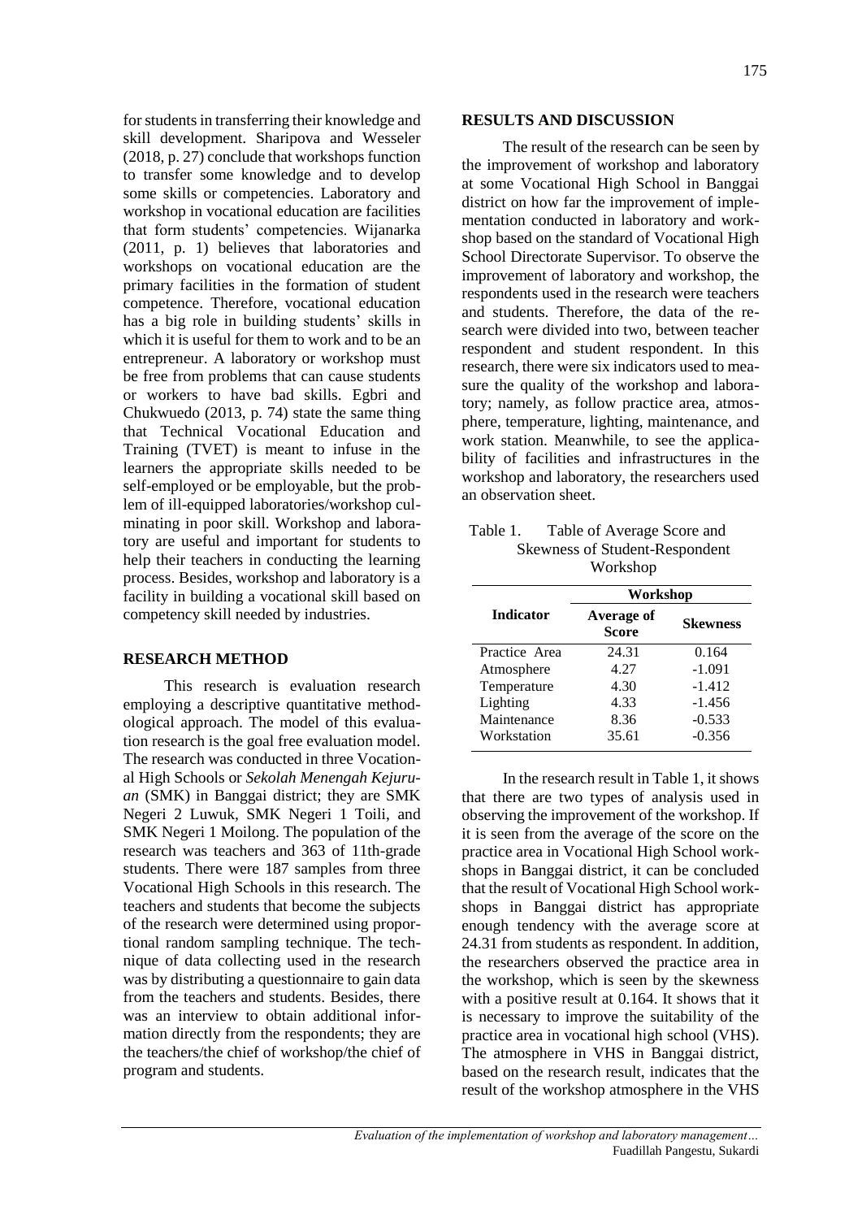for students in transferring their knowledge and skill development. Sharipova and Wesseler (2018, p. 27) conclude that workshops function to transfer some knowledge and to develop some skills or competencies. Laboratory and workshop in vocational education are facilities that form students' competencies. Wijanarka (2011, p. 1) believes that laboratories and workshops on vocational education are the primary facilities in the formation of student competence. Therefore, vocational education has a big role in building students' skills in which it is useful for them to work and to be an entrepreneur. A laboratory or workshop must be free from problems that can cause students or workers to have bad skills. Egbri and Chukwuedo (2013, p. 74) state the same thing that Technical Vocational Education and Training (TVET) is meant to infuse in the learners the appropriate skills needed to be self-employed or be employable, but the problem of ill-equipped laboratories/workshop culminating in poor skill. Workshop and laboratory are useful and important for students to help their teachers in conducting the learning process. Besides, workshop and laboratory is a facility in building a vocational skill based on competency skill needed by industries.

## RESEARCH METHOD

This research is evaluation research employing a descriptive quantitative methodological approach. The model of this evaluation research is the goal free evaluation model. The research was conducted in three Vocational High Schools or *Sekolah Menengah Kejuruan* (SMK) in Banggai district; they are SMK Negeri 2 Luwuk, SMK Negeri 1 Toili, and SMK Negeri 1 Moilong. The population of the research was teachers and 363 of 11th-grade students. There were 187 samples from three Vocational High Schools in this research. The teachers and students that become the subjects of the research were determined using proportional random sampling technique. The technique of data collecting used in the research was by distributing a questionnaire to gain data from the teachers and students. Besides, there was an interview to obtain additional information directly from the respondents; they are the teachers/the chief of workshop/the chief of program and students.

## RESULTS AND DISCUSSION

The result of the research can be seen by the improvement of workshop and laboratory at some Vocational High School in Banggai district on how far the improvement of implementation conducted in laboratory and workshop based on the standard of Vocational High School Directorate Supervisor. To observe the improvement of laboratory and workshop, the respondents used in the research were teachers and students. Therefore, the data of the research were divided into two, between teacher respondent and student respondent. In this research, there were six indicators used to measure the quality of the workshop and laboratory; namely, as follow practice area, atmosphere, temperature, lighting, maintenance, and work station. Meanwhile, to see the applicability of facilities and infrastructures in the workshop and laboratory, the researchers used an observation sheet.

Table 1. Table of Average Score and Skewness of Student-Respondent Workshop

| Indicator | Workshop | |
|---|---|---|
| | **Average of Score** | **Skewness** |
| Practice Area | 24.31 | 0.164 |
| Atmosphere | 4.27 | -1.091 |
| Temperature | 4.30 | -1.412 |
| Lighting | 4.33 | -1.456 |
| Maintenance | 8.36 | -0.533 |
| Workstation | 35.61 | -0.356 |

In the research result in Table 1, it shows that there are two types of analysis used in observing the improvement of the workshop. If it is seen from the average of the score on the practice area in Vocational High School workshops in Banggai district, it can be concluded that the result of Vocational High School workshops in Banggai district has appropriate enough tendency with the average score at 24.31 from students as respondent. In addition, the researchers observed the practice area in the workshop, which is seen by the skewness with a positive result at 0.164. It shows that it is necessary to improve the suitability of the practice area in vocational high school (VHS). The atmosphere in VHS in Banggai district, based on the research result, indicates that the result of the workshop atmosphere in the VHS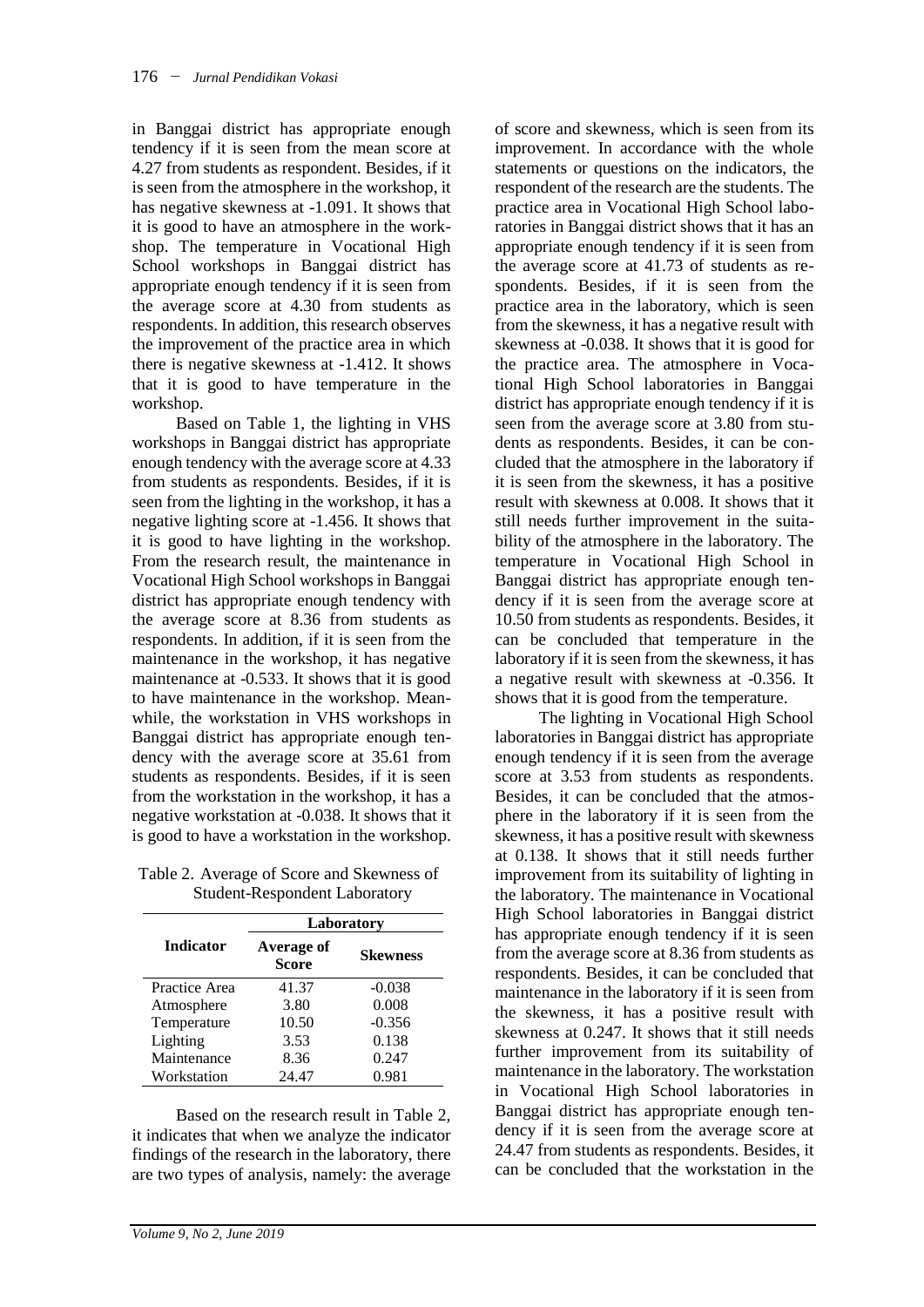in Banggai district has appropriate enough tendency if it is seen from the mean score at 4.27 from students as respondent. Besides, if it is seen from the atmosphere in the workshop, it has negative skewness at -1.091. It shows that it is good to have an atmosphere in the workshop. The temperature in Vocational High School workshops in Banggai district has appropriate enough tendency if it is seen from the average score at 4.30 from students as respondents. In addition, this research observes the improvement of the practice area in which there is negative skewness at -1.412. It shows that it is good to have temperature in the workshop.

Based on Table 1, the lighting in VHS workshops in Banggai district has appropriate enough tendency with the average score at 4.33 from students as respondents. Besides, if it is seen from the lighting in the workshop, it has a negative lighting score at -1.456. It shows that it is good to have lighting in the workshop. From the research result, the maintenance in Vocational High School workshops in Banggai district has appropriate enough tendency with the average score at 8.36 from students as respondents. In addition, if it is seen from the maintenance in the workshop, it has negative maintenance at -0.533. It shows that it is good to have maintenance in the workshop. Meanwhile, the workstation in VHS workshops in Banggai district has appropriate enough tendency with the average score at 35.61 from students as respondents. Besides, if it is seen from the workstation in the workshop, it has a negative workstation at -0.038. It shows that it is good to have a workstation in the workshop.

Table 2. Average of Score and Skewness of Student-Respondent Laboratory

| Indicator | Laboratory | |
|---|---|---|
| | Average of Score | Skewness |
| Practice Area | 41.37 | -0.038 |
| Atmosphere | 3.80 | 0.008 |
| Temperature | 10.50 | -0.356 |
| Lighting | 3.53 | 0.138 |
| Maintenance | 8.36 | 0.247 |
| Workstation | 24.47 | 0.981 |

Based on the research result in Table 2, it indicates that when we analyze the indicator findings of the research in the laboratory, there are two types of analysis, namely: the average of score and skewness, which is seen from its improvement. In accordance with the whole statements or questions on the indicators, the respondent of the research are the students. The practice area in Vocational High School laboratories in Banggai district shows that it has an appropriate enough tendency if it is seen from the average score at 41.73 of students as respondents. Besides, if it is seen from the practice area in the laboratory, which is seen from the skewness, it has a negative result with skewness at -0.038. It shows that it is good for the practice area. The atmosphere in Vocational High School laboratories in Banggai district has appropriate enough tendency if it is seen from the average score at 3.80 from students as respondents. Besides, it can be concluded that the atmosphere in the laboratory if it is seen from the skewness, it has a positive result with skewness at 0.008. It shows that it still needs further improvement in the suitability of the atmosphere in the laboratory. The temperature in Vocational High School in Banggai district has appropriate enough tendency if it is seen from the average score at 10.50 from students as respondents. Besides, it can be concluded that temperature in the laboratory if it is seen from the skewness, it has a negative result with skewness at -0.356. It shows that it is good from the temperature.

The lighting in Vocational High School laboratories in Banggai district has appropriate enough tendency if it is seen from the average score at 3.53 from students as respondents. Besides, it can be concluded that the atmosphere in the laboratory if it is seen from the skewness, it has a positive result with skewness at 0.138. It shows that it still needs further improvement from its suitability of lighting in the laboratory. The maintenance in Vocational High School laboratories in Banggai district has appropriate enough tendency if it is seen from the average score at 8.36 from students as respondents. Besides, it can be concluded that maintenance in the laboratory if it is seen from the skewness, it has a positive result with skewness at 0.247. It shows that it still needs further improvement from its suitability of maintenance in the laboratory. The workstation in Vocational High School laboratories in Banggai district has appropriate enough tendency if it is seen from the average score at 24.47 from students as respondents. Besides, it can be concluded that the workstation in the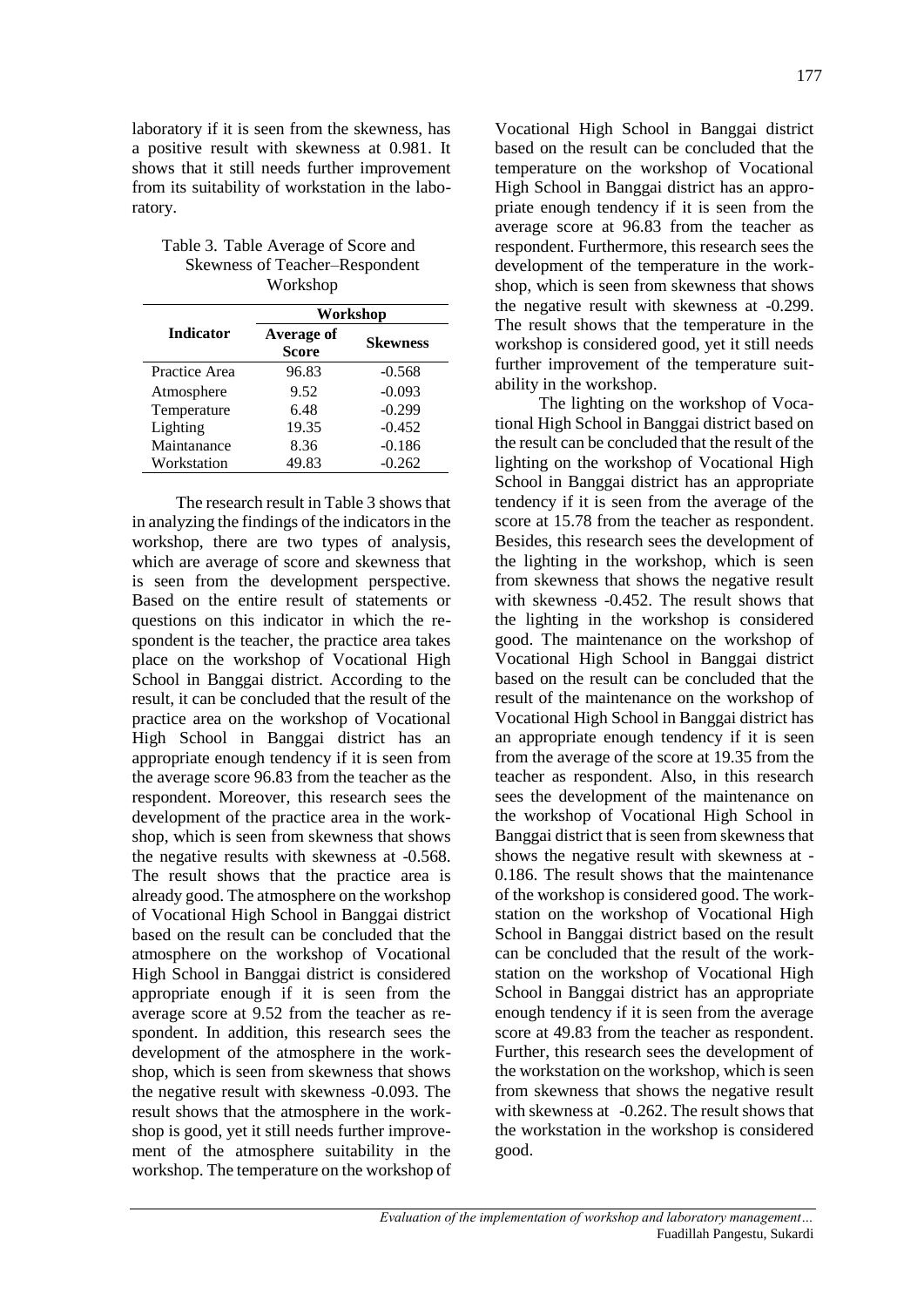laboratory if it is seen from the skewness, has a positive result with skewness at 0.981. It shows that it still needs further improvement from its suitability of workstation in the laboratory.

Table 3. Table Average of Score and Skewness of Teacher–Respondent Workshop

| Indicator | Workshop | |
|---|---|---|
| | Average of Score | Skewness |
| Practice Area | 96.83 | -0.568 |
| Atmosphere | 9.52 | -0.093 |
| Temperature | 6.48 | -0.299 |
| Lighting | 19.35 | -0.452 |
| Maintanance | 8.36 | -0.186 |
| Workstation | 49.83 | -0.262 |

The research result in Table 3 shows that in analyzing the findings of the indicators in the workshop, there are two types of analysis, which are average of score and skewness that is seen from the development perspective. Based on the entire result of statements or questions on this indicator in which the respondent is the teacher, the practice area takes place on the workshop of Vocational High School in Banggai district. According to the result, it can be concluded that the result of the practice area on the workshop of Vocational High School in Banggai district has an appropriate enough tendency if it is seen from the average score 96.83 from the teacher as the respondent. Moreover, this research sees the development of the practice area in the workshop, which is seen from skewness that shows the negative results with skewness at -0.568. The result shows that the practice area is already good. The atmosphere on the workshop of Vocational High School in Banggai district based on the result can be concluded that the atmosphere on the workshop of Vocational High School in Banggai district is considered appropriate enough if it is seen from the average score at 9.52 from the teacher as respondent. In addition, this research sees the development of the atmosphere in the workshop, which is seen from skewness that shows the negative result with skewness -0.093. The result shows that the atmosphere in the workshop is good, yet it still needs further improvement of the atmosphere suitability in the workshop. The temperature on the workshop of Vocational High School in Banggai district based on the result can be concluded that the temperature on the workshop of Vocational High School in Banggai district has an appropriate enough tendency if it is seen from the average score at 96.83 from the teacher as respondent. Furthermore, this research sees the development of the temperature in the workshop, which is seen from skewness that shows the negative result with skewness at -0.299. The result shows that the temperature in the workshop is considered good, yet it still needs further improvement of the temperature suitability in the workshop.

The lighting on the workshop of Vocational High School in Banggai district based on the result can be concluded that the result of the lighting on the workshop of Vocational High School in Banggai district has an appropriate tendency if it is seen from the average of the score at 15.78 from the teacher as respondent. Besides, this research sees the development of the lighting in the workshop, which is seen from skewness that shows the negative result with skewness -0.452. The result shows that the lighting in the workshop is considered good. The maintenance on the workshop of Vocational High School in Banggai district based on the result can be concluded that the result of the maintenance on the workshop of Vocational High School in Banggai district has an appropriate enough tendency if it is seen from the average of the score at 19.35 from the teacher as respondent. Also, in this research sees the development of the maintenance on the workshop of Vocational High School in Banggai district that is seen from skewness that shows the negative result with skewness at -0.186. The result shows that the maintenance of the workshop is considered good. The workstation on the workshop of Vocational High School in Banggai district based on the result can be concluded that the result of the workstation on the workshop of Vocational High School in Banggai district has an appropriate enough tendency if it is seen from the average score at 49.83 from the teacher as respondent. Further, this research sees the development of the workstation on the workshop, which is seen from skewness that shows the negative result with skewness at -0.262. The result shows that the workstation in the workshop is considered good.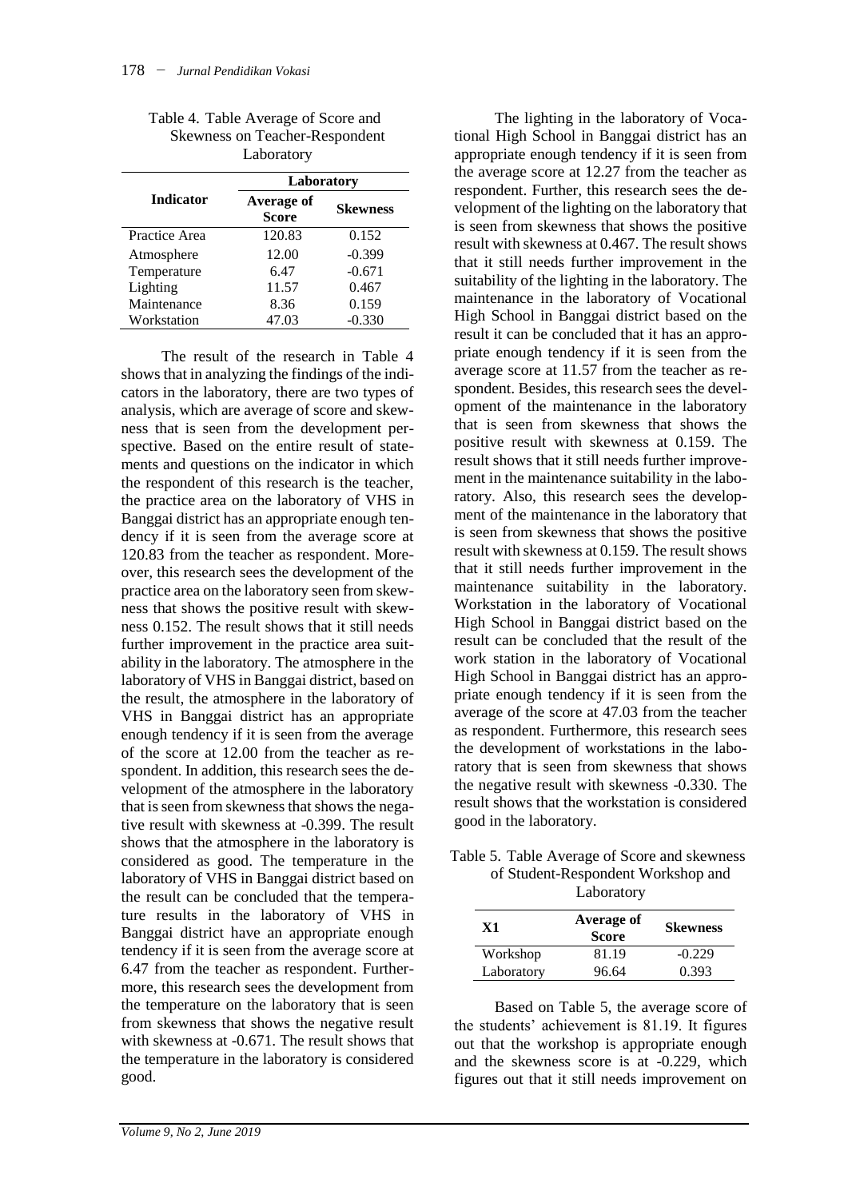Table 4. Table Average of Score and Skewness on Teacher-Respondent Laboratory

| Indicator | Laboratory | |
|---|---|---|
| | Average of Score | Skewness |
| Practice Area | 120.83 | 0.152 |
| Atmosphere | 12.00 | -0.399 |
| Temperature | 6.47 | -0.671 |
| Lighting | 11.57 | 0.467 |
| Maintenance | 8.36 | 0.159 |
| Workstation | 47.03 | -0.330 |

The result of the research in Table 4 shows that in analyzing the findings of the indicators in the laboratory, there are two types of analysis, which are average of score and skewness that is seen from the development perspective. Based on the entire result of statements and questions on the indicator in which the respondent of this research is the teacher, the practice area on the laboratory of VHS in Banggai district has an appropriate enough tendency if it is seen from the average score at 120.83 from the teacher as respondent. Moreover, this research sees the development of the practice area on the laboratory seen from skewness that shows the positive result with skewness 0.152. The result shows that it still needs further improvement in the practice area suitability in the laboratory. The atmosphere in the laboratory of VHS in Banggai district, based on the result, the atmosphere in the laboratory of VHS in Banggai district has an appropriate enough tendency if it is seen from the average of the score at 12.00 from the teacher as respondent. In addition, this research sees the development of the atmosphere in the laboratory that is seen from skewness that shows the negative result with skewness at -0.399. The result shows that the atmosphere in the laboratory is considered as good. The temperature in the laboratory of VHS in Banggai district based on the result can be concluded that the temperature results in the laboratory of VHS in Banggai district have an appropriate enough tendency if it is seen from the average score at 6.47 from the teacher as respondent. Furthermore, this research sees the development from the temperature on the laboratory that is seen from skewness that shows the negative result with skewness at -0.671. The result shows that the temperature in the laboratory is considered good.

The lighting in the laboratory of Vocational High School in Banggai district has an appropriate enough tendency if it is seen from the average score at 12.27 from the teacher as respondent. Further, this research sees the development of the lighting on the laboratory that is seen from skewness that shows the positive result with skewness at 0.467. The result shows that it still needs further improvement in the suitability of the lighting in the laboratory. The maintenance in the laboratory of Vocational High School in Banggai district based on the result it can be concluded that it has an appropriate enough tendency if it is seen from the average score at 11.57 from the teacher as respondent. Besides, this research sees the development of the maintenance in the laboratory that is seen from skewness that shows the positive result with skewness at 0.159. The result shows that it still needs further improvement in the maintenance suitability in the laboratory. Also, this research sees the development of the maintenance in the laboratory that is seen from skewness that shows the positive result with skewness at 0.159. The result shows that it still needs further improvement in the maintenance suitability in the laboratory. Workstation in the laboratory of Vocational High School in Banggai district based on the result can be concluded that the result of the work station in the laboratory of Vocational High School in Banggai district has an appropriate enough tendency if it is seen from the average of the score at 47.03 from the teacher as respondent. Furthermore, this research sees the development of workstations in the laboratory that is seen from skewness that shows the negative result with skewness -0.330. The result shows that the workstation is considered good in the laboratory.

Table 5. Table Average of Score and skewness of Student-Respondent Workshop and Laboratory

| X1 | Average of Score | Skewness |
|---|---|---|
| Workshop | 81.19 | -0.229 |
| Laboratory | 96.64 | 0.393 |

Based on Table 5, the average score of the students' achievement is 81.19. It figures out that the workshop is appropriate enough and the skewness score is at -0.229, which figures out that it still needs improvement on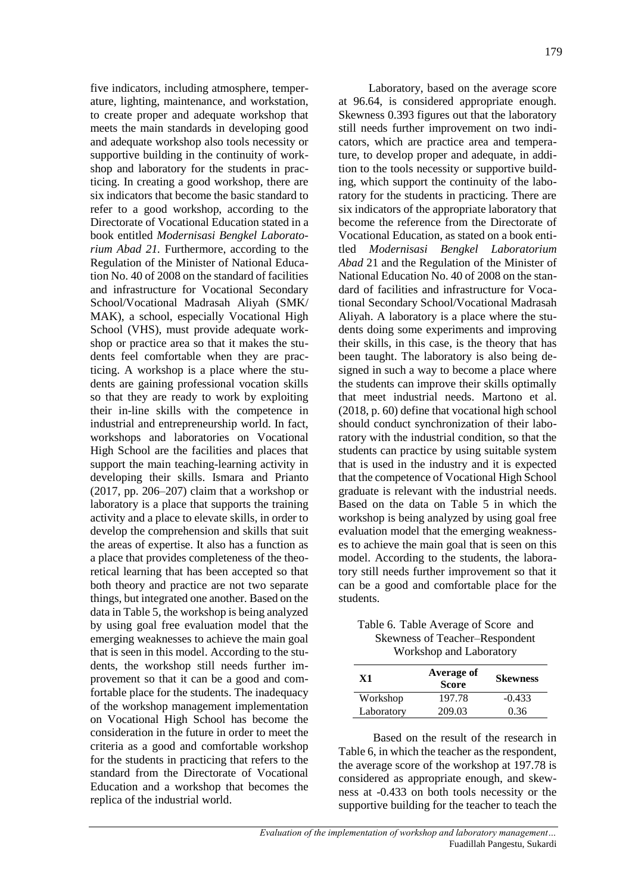five indicators, including atmosphere, temperature, lighting, maintenance, and workstation, to create proper and adequate workshop that meets the main standards in developing good and adequate workshop also tools necessity or supportive building in the continuity of workshop and laboratory for the students in practicing. In creating a good workshop, there are six indicators that become the basic standard to refer to a good workshop, according to the Directorate of Vocational Education stated in a book entitled *Modernisasi Bengkel Laboratorium Abad 21.* Furthermore, according to the Regulation of the Minister of National Education No. 40 of 2008 on the standard of facilities and infrastructure for Vocational Secondary School/Vocational Madrasah Aliyah (SMK/ MAK), a school, especially Vocational High School (VHS), must provide adequate workshop or practice area so that it makes the students feel comfortable when they are practicing. A workshop is a place where the students are gaining professional vocation skills so that they are ready to work by exploiting their in-line skills with the competence in industrial and entrepreneurship world. In fact, workshops and laboratories on Vocational High School are the facilities and places that support the main teaching-learning activity in developing their skills. Ismara and Prianto (2017, pp. 206–207) claim that a workshop or laboratory is a place that supports the training activity and a place to elevate skills, in order to develop the comprehension and skills that suit the areas of expertise. It also has a function as a place that provides completeness of the theoretical learning that has been accepted so that both theory and practice are not two separate things, but integrated one another. Based on the data in Table 5, the workshop is being analyzed by using goal free evaluation model that the emerging weaknesses to achieve the main goal that is seen in this model. According to the students, the workshop still needs further improvement so that it can be a good and comfortable place for the students. The inadequacy of the workshop management implementation on Vocational High School has become the consideration in the future in order to meet the criteria as a good and comfortable workshop for the students in practicing that refers to the standard from the Directorate of Vocational Education and a workshop that becomes the replica of the industrial world.

Laboratory, based on the average score at 96.64, is considered appropriate enough. Skewness 0.393 figures out that the laboratory still needs further improvement on two indicators, which are practice area and temperature, to develop proper and adequate, in addition to the tools necessity or supportive building, which support the continuity of the laboratory for the students in practicing. There are six indicators of the appropriate laboratory that become the reference from the Directorate of Vocational Education, as stated on a book entitled *Modernisasi Bengkel Laboratorium Abad* 21 and the Regulation of the Minister of National Education No. 40 of 2008 on the standard of facilities and infrastructure for Vocational Secondary School/Vocational Madrasah Aliyah. A laboratory is a place where the students doing some experiments and improving their skills, in this case, is the theory that has been taught. The laboratory is also being designed in such a way to become a place where the students can improve their skills optimally that meet industrial needs. Martono et al. (2018, p. 60) define that vocational high school should conduct synchronization of their laboratory with the industrial condition, so that the students can practice by using suitable system that is used in the industry and it is expected that the competence of Vocational High School graduate is relevant with the industrial needs. Based on the data on Table 5 in which the workshop is being analyzed by using goal free evaluation model that the emerging weaknesses to achieve the main goal that is seen on this model. According to the students, the laboratory still needs further improvement so that it can be a good and comfortable place for the students.

Table 6. Table Average of Score and Skewness of Teacher–Respondent Workshop and Laboratory

| X1 | Average of Score | Skewness |
|---|---|---|
| Workshop | 197.78 | -0.433 |
| Laboratory | 209.03 | 0.36 |

Based on the result of the research in Table 6, in which the teacher as the respondent, the average score of the workshop at 197.78 is considered as appropriate enough, and skewness at -0.433 on both tools necessity or the supportive building for the teacher to teach the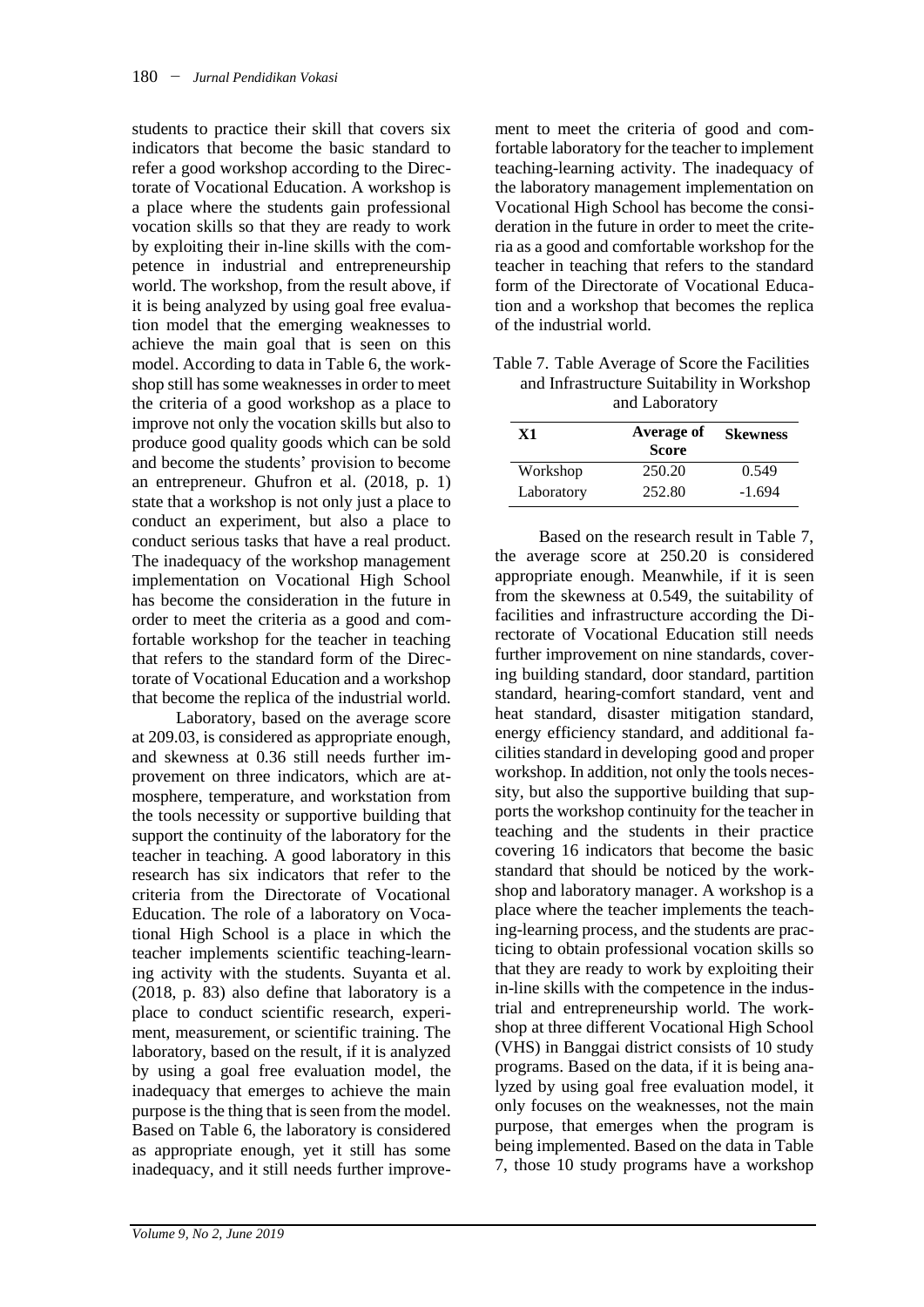students to practice their skill that covers six indicators that become the basic standard to refer a good workshop according to the Directorate of Vocational Education. A workshop is a place where the students gain professional vocation skills so that they are ready to work by exploiting their in-line skills with the competence in industrial and entrepreneurship world. The workshop, from the result above, if it is being analyzed by using goal free evaluation model that the emerging weaknesses to achieve the main goal that is seen on this model. According to data in Table 6, the workshop still has some weaknesses in order to meet the criteria of a good workshop as a place to improve not only the vocation skills but also to produce good quality goods which can be sold and become the students' provision to become an entrepreneur. Ghufron et al. (2018, p. 1) state that a workshop is not only just a place to conduct an experiment, but also a place to conduct serious tasks that have a real product. The inadequacy of the workshop management implementation on Vocational High School has become the consideration in the future in order to meet the criteria as a good and comfortable workshop for the teacher in teaching that refers to the standard form of the Directorate of Vocational Education and a workshop that become the replica of the industrial world.

Laboratory, based on the average score at 209.03, is considered as appropriate enough, and skewness at 0.36 still needs further improvement on three indicators, which are atmosphere, temperature, and workstation from the tools necessity or supportive building that support the continuity of the laboratory for the teacher in teaching. A good laboratory in this research has six indicators that refer to the criteria from the Directorate of Vocational Education. The role of a laboratory on Vocational High School is a place in which the teacher implements scientific teaching-learning activity with the students. Suyanta et al. (2018, p. 83) also define that laboratory is a place to conduct scientific research, experiment, measurement, or scientific training. The laboratory, based on the result, if it is analyzed by using a goal free evaluation model, the inadequacy that emerges to achieve the main purpose is the thing that is seen from the model. Based on Table 6, the laboratory is considered as appropriate enough, yet it still has some inadequacy, and it still needs further improvement to meet the criteria of good and comfortable laboratory for the teacher to implement teaching-learning activity. The inadequacy of the laboratory management implementation on Vocational High School has become the consideration in the future in order to meet the criteria as a good and comfortable workshop for the teacher in teaching that refers to the standard form of the Directorate of Vocational Education and a workshop that becomes the replica of the industrial world.

Table 7. Table Average of Score the Facilities and Infrastructure Suitability in Workshop and Laboratory

| X1 | Average of Score | Skewness |
|---|---|---|
| Workshop | 250.20 | 0.549 |
| Laboratory | 252.80 | -1.694 |

Based on the research result in Table 7, the average score at 250.20 is considered appropriate enough. Meanwhile, if it is seen from the skewness at 0.549, the suitability of facilities and infrastructure according the Directorate of Vocational Education still needs further improvement on nine standards, covering building standard, door standard, partition standard, hearing-comfort standard, vent and heat standard, disaster mitigation standard, energy efficiency standard, and additional facilities standard in developing good and proper workshop. In addition, not only the tools necessity, but also the supportive building that supports the workshop continuity for the teacher in teaching and the students in their practice covering 16 indicators that become the basic standard that should be noticed by the workshop and laboratory manager. A workshop is a place where the teacher implements the teaching-learning process, and the students are practicing to obtain professional vocation skills so that they are ready to work by exploiting their in-line skills with the competence in the industrial and entrepreneurship world. The workshop at three different Vocational High School (VHS) in Banggai district consists of 10 study programs. Based on the data, if it is being analyzed by using goal free evaluation model, it only focuses on the weaknesses, not the main purpose, that emerges when the program is being implemented. Based on the data in Table 7, those 10 study programs have a workshop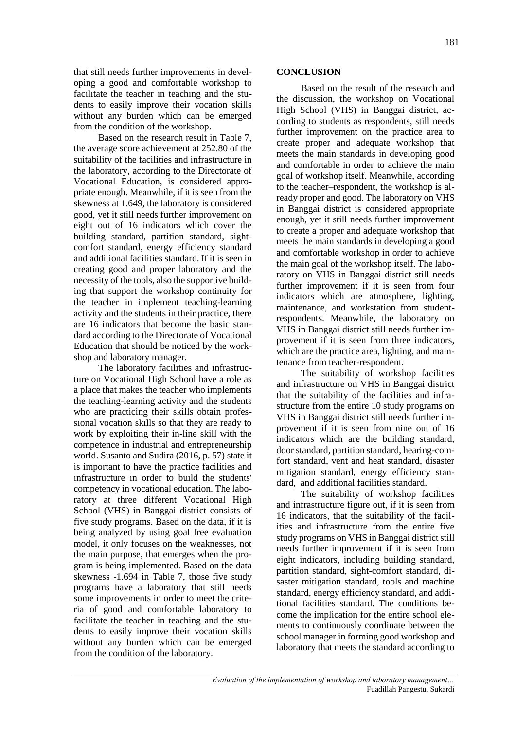that still needs further improvements in developing a good and comfortable workshop to facilitate the teacher in teaching and the students to easily improve their vocation skills without any burden which can be emerged from the condition of the workshop.

Based on the research result in Table 7, the average score achievement at 252.80 of the suitability of the facilities and infrastructure in the laboratory, according to the Directorate of Vocational Education, is considered appropriate enough. Meanwhile, if it is seen from the skewness at 1.649, the laboratory is considered good, yet it still needs further improvement on eight out of 16 indicators which cover the building standard, partition standard, sight-comfort standard, energy efficiency standard and additional facilities standard. If it is seen in creating good and proper laboratory and the necessity of the tools, also the supportive building that support the workshop continuity for the teacher in implement teaching-learning activity and the students in their practice, there are 16 indicators that become the basic standard according to the Directorate of Vocational Education that should be noticed by the workshop and laboratory manager.

The laboratory facilities and infrastructure on Vocational High School have a role as a place that makes the teacher who implements the teaching-learning activity and the students who are practicing their skills obtain professional vocation skills so that they are ready to work by exploiting their in-line skill with the competence in industrial and entrepreneurship world. Susanto and Sudira (2016, p. 57) state it is important to have the practice facilities and infrastructure in order to build the students' competency in vocational education. The laboratory at three different Vocational High School (VHS) in Banggai district consists of five study programs. Based on the data, if it is being analyzed by using goal free evaluation model, it only focuses on the weaknesses, not the main purpose, that emerges when the program is being implemented. Based on the data skewness -1.694 in Table 7, those five study programs have a laboratory that still needs some improvements in order to meet the criteria of good and comfortable laboratory to facilitate the teacher in teaching and the students to easily improve their vocation skills without any burden which can be emerged from the condition of the laboratory.

## CONCLUSION

Based on the result of the research and the discussion, the workshop on Vocational High School (VHS) in Banggai district, according to students as respondents, still needs further improvement on the practice area to create proper and adequate workshop that meets the main standards in developing good and comfortable in order to achieve the main goal of workshop itself. Meanwhile, according to the teacher–respondent, the workshop is already proper and good. The laboratory on VHS in Banggai district is considered appropriate enough, yet it still needs further improvement to create a proper and adequate workshop that meets the main standards in developing a good and comfortable workshop in order to achieve the main goal of the workshop itself. The laboratory on VHS in Banggai district still needs further improvement if it is seen from four indicators which are atmosphere, lighting, maintenance, and workstation from student-respondents. Meanwhile, the laboratory on VHS in Banggai district still needs further improvement if it is seen from three indicators, which are the practice area, lighting, and maintenance from teacher-respondent.

The suitability of workshop facilities and infrastructure on VHS in Banggai district that the suitability of the facilities and infrastructure from the entire 10 study programs on VHS in Banggai district still needs further improvement if it is seen from nine out of 16 indicators which are the building standard, door standard, partition standard, hearing-comfort standard, vent and heat standard, disaster mitigation standard, energy efficiency standard, and additional facilities standard.

The suitability of workshop facilities and infrastructure figure out, if it is seen from 16 indicators, that the suitability of the facilities and infrastructure from the entire five study programs on VHS in Banggai district still needs further improvement if it is seen from eight indicators, including building standard, partition standard, sight-comfort standard, disaster mitigation standard, tools and machine standard, energy efficiency standard, and additional facilities standard. The conditions become the implication for the entire school elements to continuously coordinate between the school manager in forming good workshop and laboratory that meets the standard according to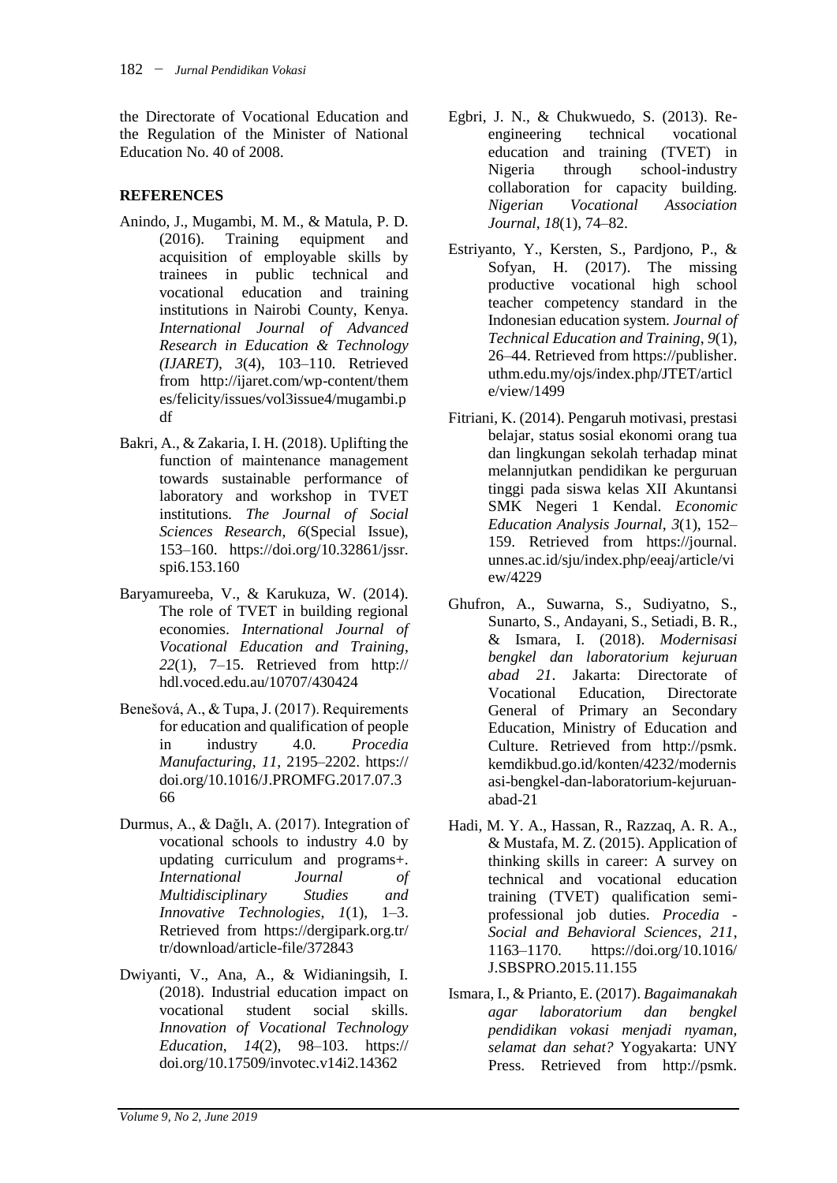the Directorate of Vocational Education and the Regulation of the Minister of National Education No. 40 of 2008.

## REFERENCES

Anindo, J., Mugambi, M. M., & Matula, P. D. (2016). Training equipment and acquisition of employable skills by trainees in public technical and vocational education and training institutions in Nairobi County, Kenya. *International Journal of Advanced Research in Education & Technology (IJARET)*, *3*(4), 103–110. Retrieved from http://ijaret.com/wp-content/themes/felicity/issues/vol3issue4/mugambi.pdf

Bakri, A., & Zakaria, I. H. (2018). Uplifting the function of maintenance management towards sustainable performance of laboratory and workshop in TVET institutions. *The Journal of Social Sciences Research*, *6*(Special Issue), 153–160. https://doi.org/10.32861/jssr.spi6.153.160

Baryamureeba, V., & Karukuza, W. (2014). The role of TVET in building regional economies. *International Journal of Vocational Education and Training*, *22*(1), 7–15. Retrieved from http://hdl.voced.edu.au/10707/430424

Benešová, A., & Tupa, J. (2017). Requirements for education and qualification of people in industry 4.0. *Procedia Manufacturing*, *11*, 2195–2202. https://doi.org/10.1016/J.PROMFG.2017.07.366

Durmus, A., & Dağlı, A. (2017). Integration of vocational schools to industry 4.0 by updating curriculum and programs+. *International Journal of Multidisciplinary Studies and Innovative Technologies*, *1*(1), 1–3. Retrieved from https://dergipark.org.tr/tr/download/article-file/372843

Dwiyanti, V., Ana, A., & Widianingsih, I. (2018). Industrial education impact on vocational student social skills. *Innovation of Vocational Technology Education*, *14*(2), 98–103. https://doi.org/10.17509/invotec.v14i2.14362

Egbri, J. N., & Chukwuedo, S. (2013). Re-engineering technical vocational education and training (TVET) in Nigeria through school-industry collaboration for capacity building. *Nigerian Vocational Association Journal*, *18*(1), 74–82.

Estriyanto, Y., Kersten, S., Pardjono, P., & Sofyan, H. (2017). The missing productive vocational high school teacher competency standard in the Indonesian education system. *Journal of Technical Education and Training*, *9*(1), 26–44. Retrieved from https://publisher.uthm.edu.my/ojs/index.php/JTET/article/view/1499

Fitriani, K. (2014). Pengaruh motivasi, prestasi belajar, status sosial ekonomi orang tua dan lingkungan sekolah terhadap minat melannjutkan pendidikan ke perguruan tinggi pada siswa kelas XII Akuntansi SMK Negeri 1 Kendal. *Economic Education Analysis Journal*, *3*(1), 152–159. Retrieved from https://journal.unnes.ac.id/sju/index.php/eeaj/article/view/4229

Ghufron, A., Suwarna, S., Sudiyatno, S., Sunarto, S., Andayani, S., Setiadi, B. R., & Ismara, I. (2018). *Modernisasi bengkel dan laboratorium kejuruan abad 21*. Jakarta: Directorate of Vocational Education, Directorate General of Primary an Secondary Education, Ministry of Education and Culture. Retrieved from http://psmk.kemdikbud.go.id/konten/4232/modernisasi-bengkel-dan-laboratorium-kejuruan-abad-21

Hadi, M. Y. A., Hassan, R., Razzaq, A. R. A., & Mustafa, M. Z. (2015). Application of thinking skills in career: A survey on technical and vocational education training (TVET) qualification semi-professional job duties. *Procedia - Social and Behavioral Sciences*, *211*, 1163–1170. https://doi.org/10.1016/J.SBSPRO.2015.11.155

Ismara, I., & Prianto, E. (2017). *Bagaimanakah agar laboratorium dan bengkel pendidikan vokasi menjadi nyaman, selamat dan sehat?* Yogyakarta: UNY Press. Retrieved from http://psmk.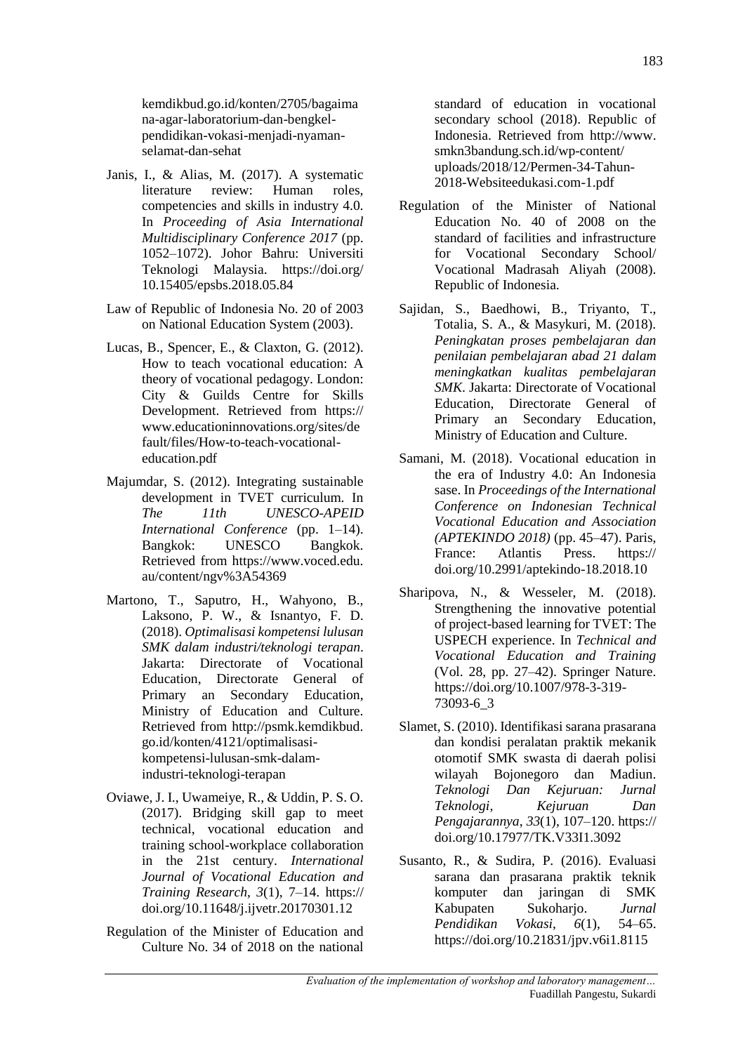kemdikbud.go.id/konten/2705/bagaimana-agar-laboratorium-dan-bengkel-pendidikan-vokasi-menjadi-nyaman-selamat-dan-sehat

Janis, I., & Alias, M. (2017). A systematic literature review: Human roles, competencies and skills in industry 4.0. In *Proceeding of Asia International Multidisciplinary Conference 2017* (pp. 1052–1072). Johor Bahru: Universiti Teknologi Malaysia. https://doi.org/10.15405/epsbs.2018.05.84

Law of Republic of Indonesia No. 20 of 2003 on National Education System (2003).

Lucas, B., Spencer, E., & Claxton, G. (2012). How to teach vocational education: A theory of vocational pedagogy. London: City & Guilds Centre for Skills Development. Retrieved from https://www.educationinnovations.org/sites/default/files/How-to-teach-vocational-education.pdf

Majumdar, S. (2012). Integrating sustainable development in TVET curriculum. In *The 11th UNESCO-APEID International Conference* (pp. 1–14). Bangkok: UNESCO Bangkok. Retrieved from https://www.voced.edu.au/content/ngv%3A54369

Martono, T., Saputro, H., Wahyono, B., Laksono, P. W., & Isnantyo, F. D. (2018). *Optimalisasi kompetensi lulusan SMK dalam industri/teknologi terapan*. Jakarta: Directorate of Vocational Education, Directorate General of Primary an Secondary Education, Ministry of Education and Culture. Retrieved from http://psmk.kemdikbud.go.id/konten/4121/optimalisasi-kompetensi-lulusan-smk-dalam-industri-teknologi-terapan

Oviawe, J. I., Uwameiye, R., & Uddin, P. S. O. (2017). Bridging skill gap to meet technical, vocational education and training school-workplace collaboration in the 21st century. *International Journal of Vocational Education and Training Research*, *3*(1), 7–14. https://doi.org/10.11648/j.ijvetr.20170301.12

Regulation of the Minister of Education and Culture No. 34 of 2018 on the national standard of education in vocational secondary school (2018). Republic of Indonesia. Retrieved from http://www.smkn3bandung.sch.id/wp-content/uploads/2018/12/Permen-34-Tahun-2018-Websiteedukasi.com-1.pdf

Regulation of the Minister of National Education No. 40 of 2008 on the standard of facilities and infrastructure for Vocational Secondary School/ Vocational Madrasah Aliyah (2008). Republic of Indonesia.

Sajidan, S., Baedhowi, B., Triyanto, T., Totalia, S. A., & Masykuri, M. (2018). *Peningkatan proses pembelajaran dan penilaian pembelajaran abad 21 dalam meningkatkan kualitas pembelajaran SMK*. Jakarta: Directorate of Vocational Education, Directorate General of Primary an Secondary Education, Ministry of Education and Culture.

Samani, M. (2018). Vocational education in the era of Industry 4.0: An Indonesia sase. In *Proceedings of the International Conference on Indonesian Technical Vocational Education and Association (APTEKINDO 2018)* (pp. 45–47). Paris, France: Atlantis Press. https://doi.org/10.2991/aptekindo-18.2018.10

Sharipova, N., & Wesseler, M. (2018). Strengthening the innovative potential of project-based learning for TVET: The USPECH experience. In *Technical and Vocational Education and Training* (Vol. 28, pp. 27–42). Springer Nature. https://doi.org/10.1007/978-3-319-73093-6_3

Slamet, S. (2010). Identifikasi sarana prasarana dan kondisi peralatan praktik mekanik otomotif SMK swasta di daerah polisi wilayah Bojonegoro dan Madiun. *Teknologi Dan Kejuruan: Jurnal Teknologi, Kejuruan Dan Pengajarannya*, *33*(1), 107–120. https://doi.org/10.17977/TK.V33I1.3092

Susanto, R., & Sudira, P. (2016). Evaluasi sarana dan prasarana praktik teknik komputer dan jaringan di SMK Kabupaten Sukoharjo. *Jurnal Pendidikan Vokasi*, *6*(1), 54–65. https://doi.org/10.21831/jpv.v6i1.8115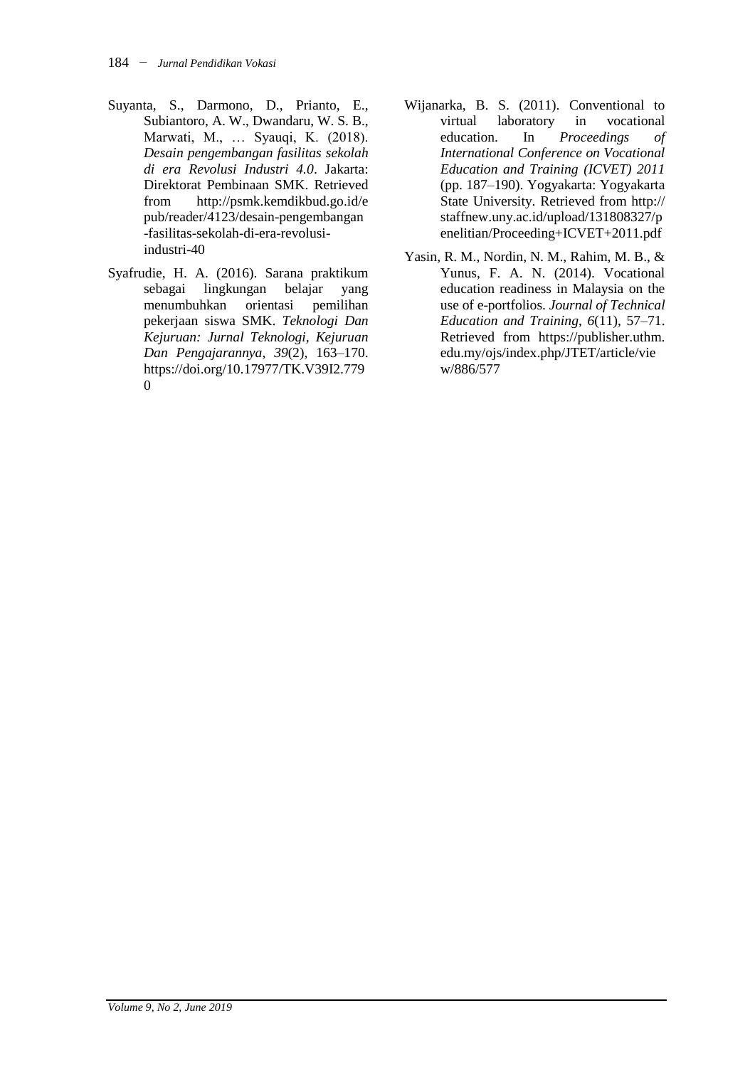Suyanta, S., Darmono, D., Prianto, E., Subiantoro, A. W., Dwandaru, W. S. B., Marwati, M., … Syauqi, K. (2018). *Desain pengembangan fasilitas sekolah di era Revolusi Industri 4.0*. Jakarta: Direktorat Pembinaan SMK. Retrieved from http://psmk.kemdikbud.go.id/epub/reader/4123/desain-pengembangan-fasilitas-sekolah-di-era-revolusi-industri-40

Syafrudie, H. A. (2016). Sarana praktikum sebagai lingkungan belajar yang menumbuhkan orientasi pemilihan pekerjaan siswa SMK. *Teknologi Dan Kejuruan: Jurnal Teknologi, Kejuruan Dan Pengajarannya*, *39*(2), 163–170. https://doi.org/10.17977/TK.V39I2.7790

Wijanarka, B. S. (2011). Conventional to virtual laboratory in vocational education. In *Proceedings of International Conference on Vocational Education and Training (ICVET) 2011* (pp. 187–190). Yogyakarta: Yogyakarta State University. Retrieved from http://staffnew.uny.ac.id/upload/131808327/penelitian/Proceeding+ICVET+2011.pdf

Yasin, R. M., Nordin, N. M., Rahim, M. B., & Yunus, F. A. N. (2014). Vocational education readiness in Malaysia on the use of e-portfolios. *Journal of Technical Education and Training*, *6*(11), 57–71. Retrieved from https://publisher.uthm.edu.my/ojs/index.php/JTET/article/view/886/577